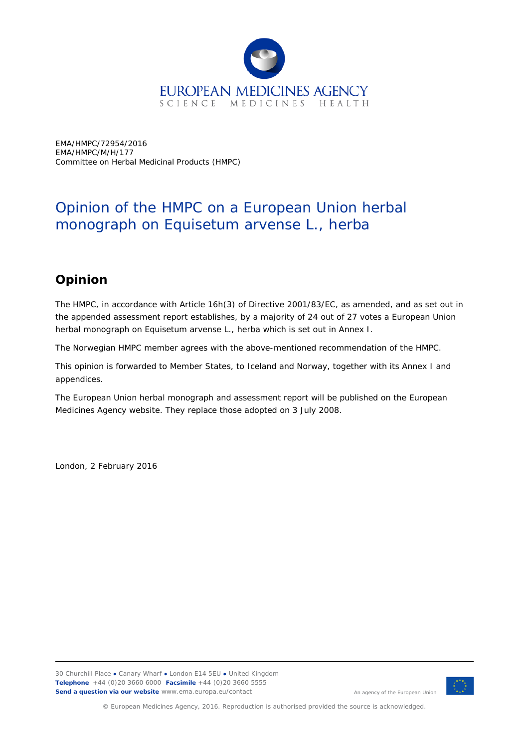EMA/HMPC/72954/2016
EMA/HMPC/M/H/177
Committee on Herbal Medicinal Products (HMPC)

# Opinion of the HMPC on a European Union herbal monograph on Equisetum arvense L., herba

## Opinion

The HMPC, in accordance with Article 16h(3) of Directive 2001/83/EC, as amended, and as set out in the appended assessment report establishes, by a majority of 24 out of 27 votes a European Union herbal monograph on Equisetum arvense L., herba which is set out in Annex I.

The Norwegian HMPC member agrees with the above-mentioned recommendation of the HMPC.

This opinion is forwarded to Member States, to Iceland and Norway, together with its Annex I and appendices.

The European Union herbal monograph and assessment report will be published on the European Medicines Agency website. They replace those adopted on 3 July 2008.

London, 2 February 2016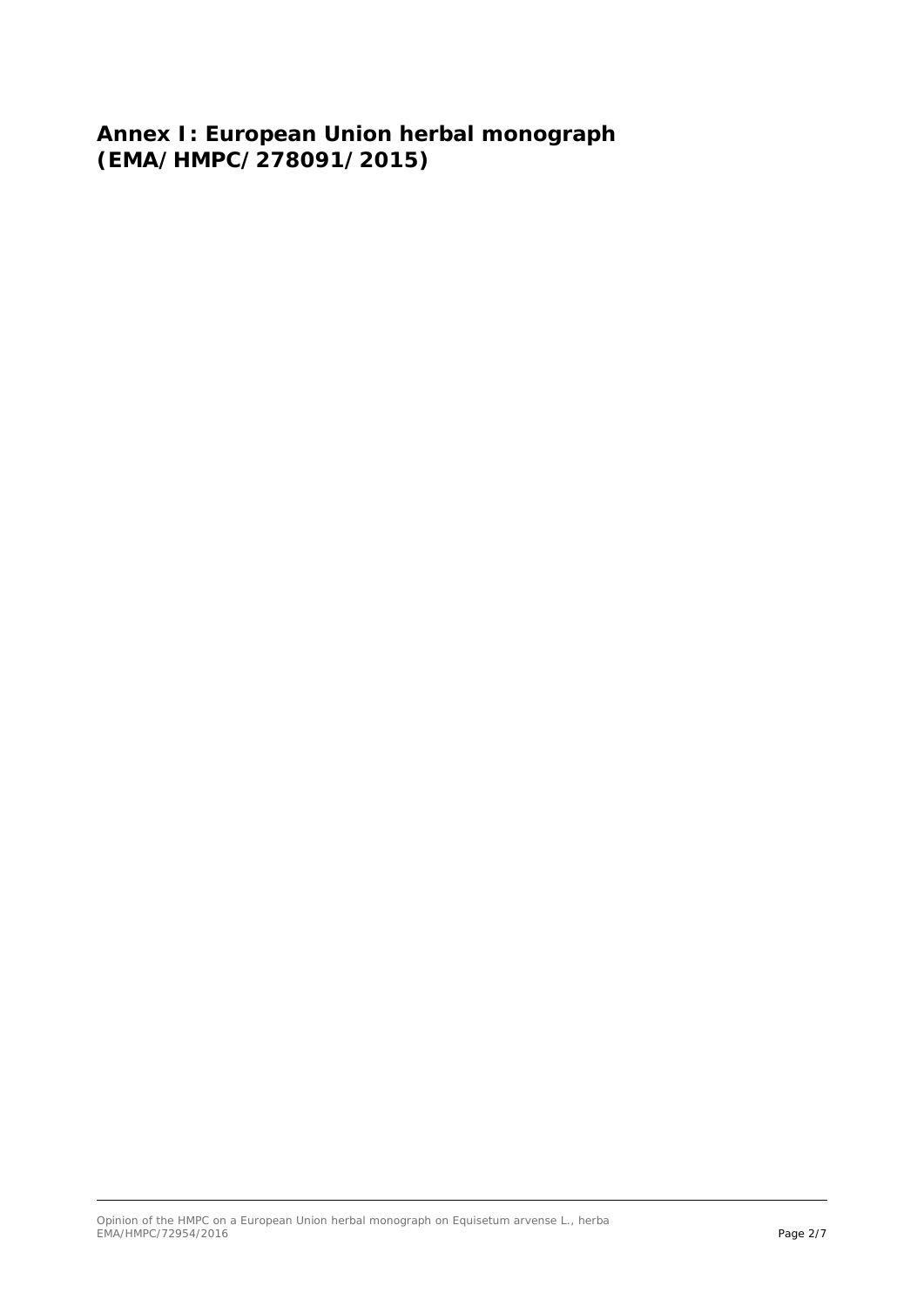# Annex I: European Union herbal monograph (EMA/HMPC/278091/2015)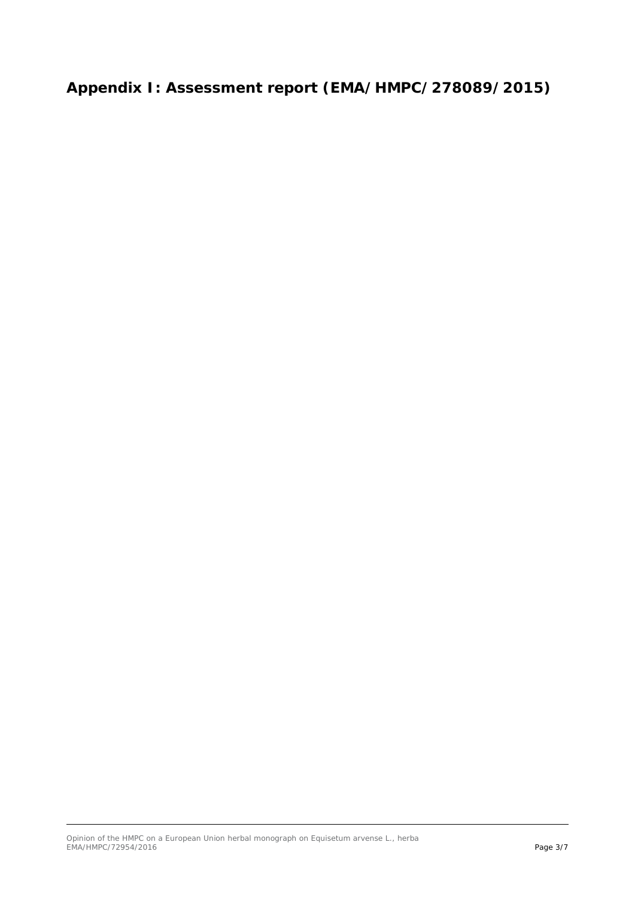# Appendix I: Assessment report (EMA/HMPC/278089/2015)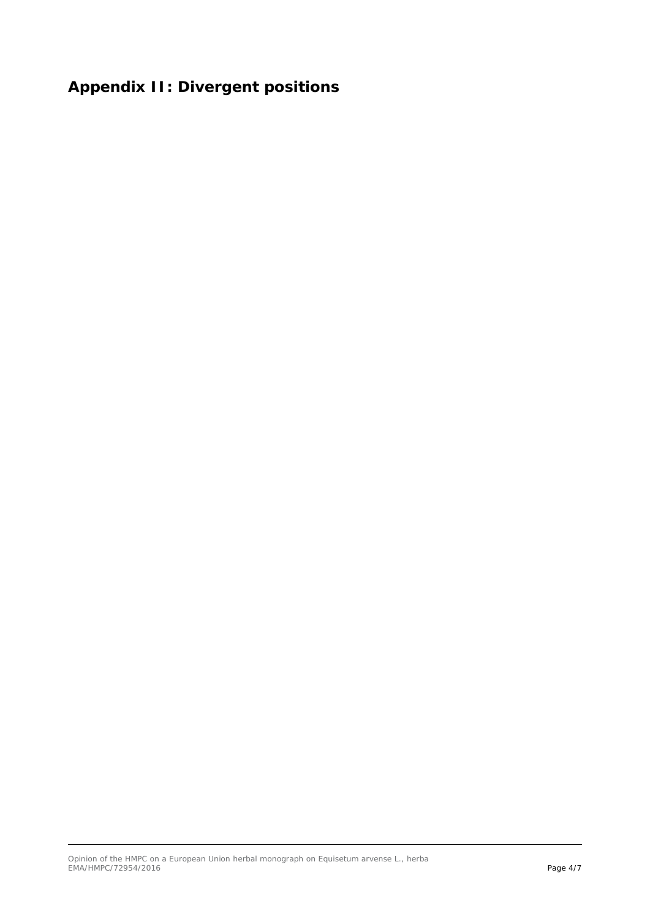# Appendix II: Divergent positions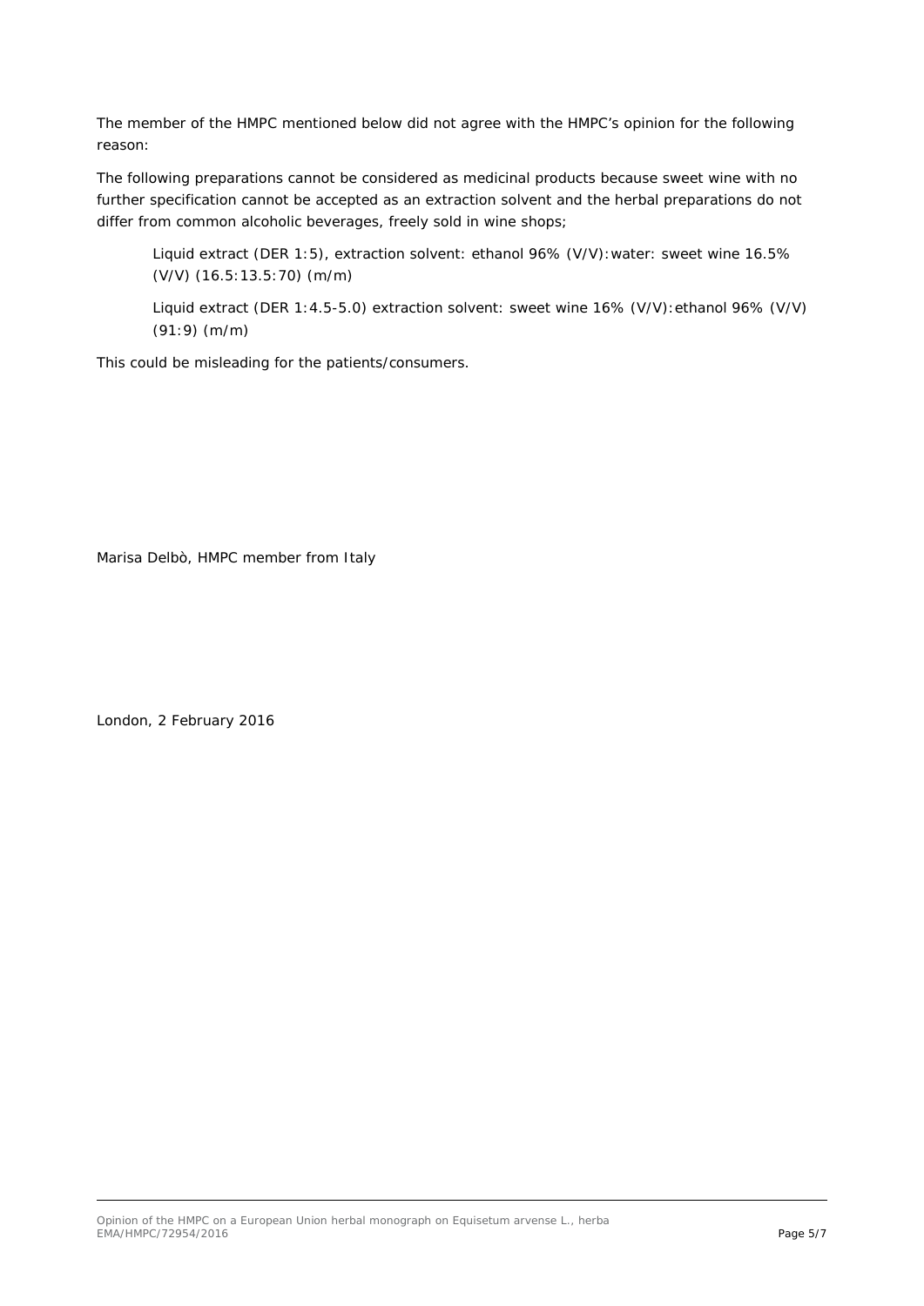The member of the HMPC mentioned below did not agree with the HMPC's opinion for the following reason:

The following preparations cannot be considered as medicinal products because sweet wine with no further specification cannot be accepted as an extraction solvent and the herbal preparations do not differ from common alcoholic beverages, freely sold in wine shops;

> Liquid extract (DER 1:5), extraction solvent: ethanol 96% (V/V):water: sweet wine 16.5% (V/V) (16.5:13.5:70) (m/m)
>
> Liquid extract (DER 1:4.5-5.0) extraction solvent: sweet wine 16% (V/V):ethanol 96% (V/V) (91:9) (m/m)

This could be misleading for the patients/consumers.

Marisa Delbò, HMPC member from Italy

London, 2 February 2016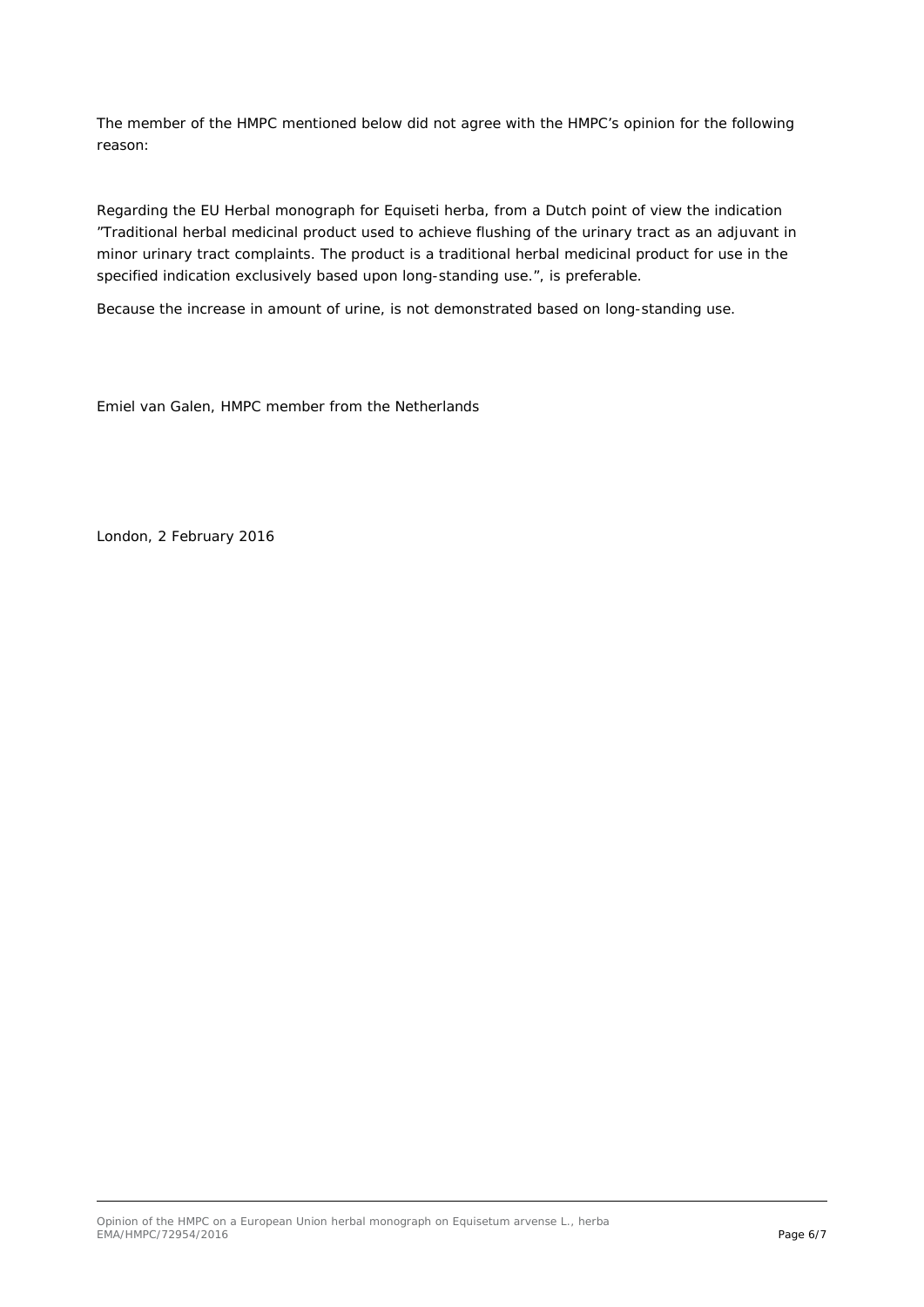The member of the HMPC mentioned below did not agree with the HMPC's opinion for the following reason:

Regarding the EU Herbal monograph for Equiseti herba, from a Dutch point of view the indication "Traditional herbal medicinal product used to achieve flushing of the urinary tract as an adjuvant in minor urinary tract complaints. The product is a traditional herbal medicinal product for use in the specified indication exclusively based upon long-standing use.", is preferable.

Because the increase in amount of urine, is not demonstrated based on long-standing use.

Emiel van Galen, HMPC member from the Netherlands

London, 2 February 2016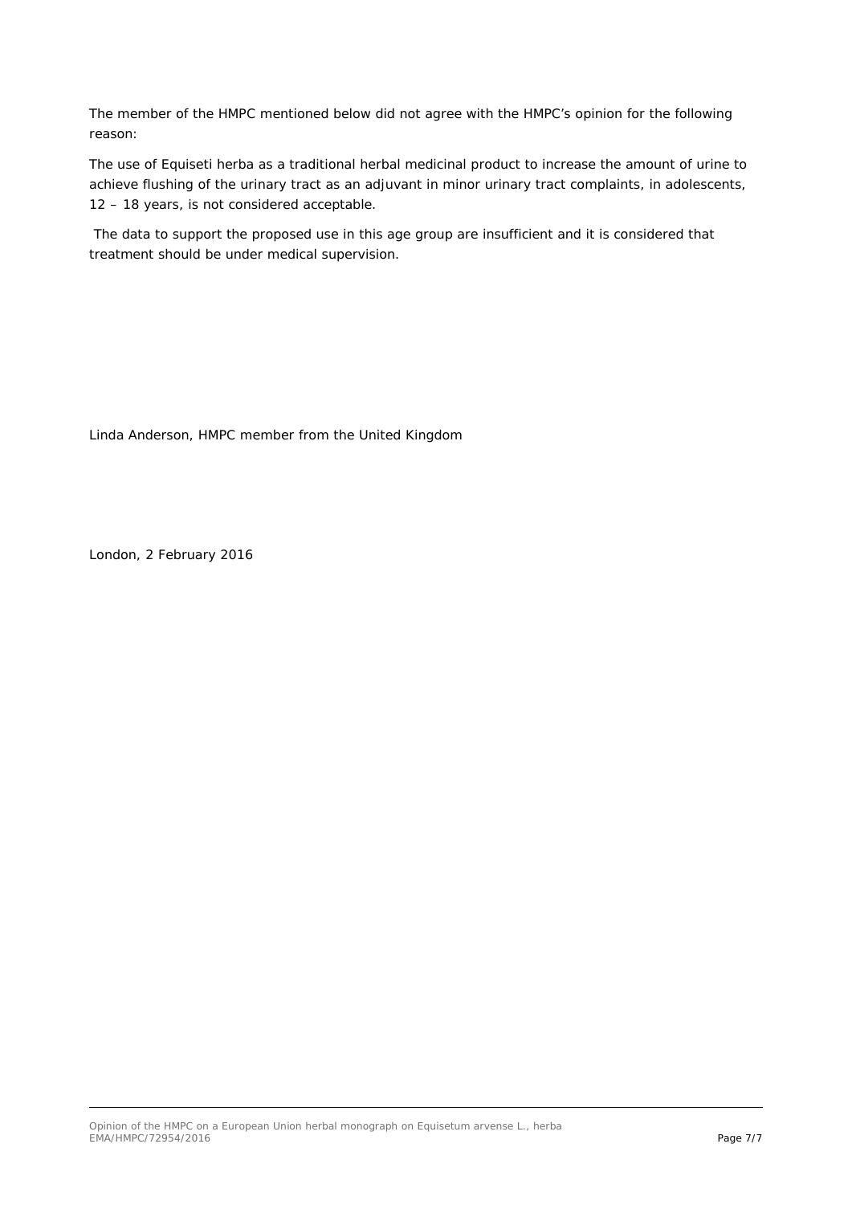The member of the HMPC mentioned below did not agree with the HMPC's opinion for the following reason:

The use of Equiseti herba as a traditional herbal medicinal product to increase the amount of urine to achieve flushing of the urinary tract as an adjuvant in minor urinary tract complaints, in adolescents, 12 – 18 years, is not considered acceptable.

The data to support the proposed use in this age group are insufficient and it is considered that treatment should be under medical supervision.

Linda Anderson, HMPC member from the United Kingdom

London, 2 February 2016